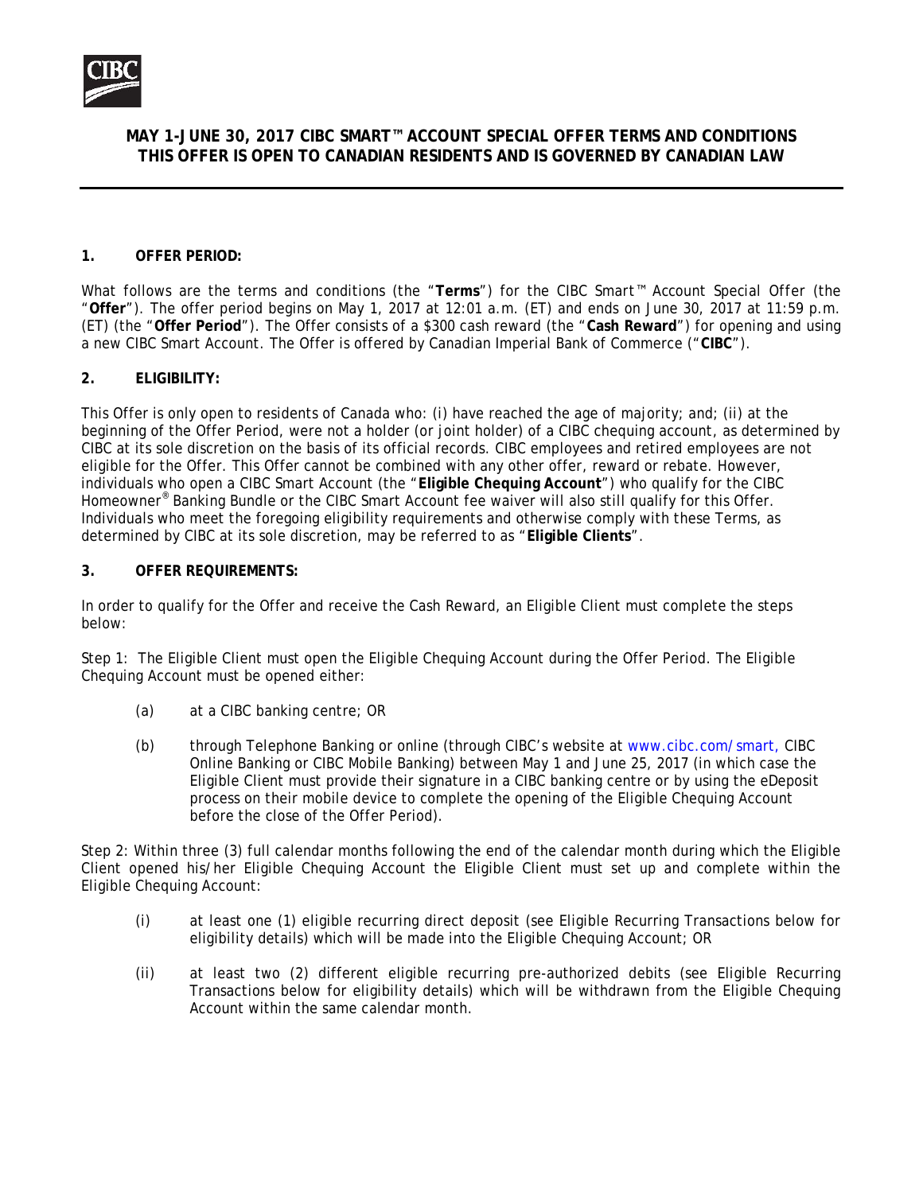# MAY 1-JUNE 30, 2017 CIBC SMART™ ACCOUNT SPECIAL OFFER TERMS AND CONDITIONS
# THIS OFFER IS OPEN TO CANADIAN RESIDENTS AND IS GOVERNED BY CANADIAN LAW

## 1. OFFER PERIOD:

What follows are the terms and conditions (the "**Terms**") for the CIBC Smart™ Account Special Offer (the "**Offer**"). The offer period begins on May 1, 2017 at 12:01 a.m. (ET) and ends on June 30, 2017 at 11:59 p.m. (ET) (the "**Offer Period**"). The Offer consists of a $300 cash reward (the "**Cash Reward**") for opening and using a new CIBC Smart Account. The Offer is offered by Canadian Imperial Bank of Commerce ("**CIBC**").

## 2. ELIGIBILITY:

This Offer is only open to residents of Canada who: (i) have reached the age of majority; and; (ii) at the beginning of the Offer Period, were not a holder (or joint holder) of a CIBC chequing account, as determined by CIBC at its sole discretion on the basis of its official records. CIBC employees and retired employees are not eligible for the Offer. This Offer cannot be combined with any other offer, reward or rebate. However, individuals who open a CIBC Smart Account (the "**Eligible Chequing Account**") who qualify for the CIBC Homeowner® Banking Bundle or the CIBC Smart Account fee waiver will also still qualify for this Offer. Individuals who meet the foregoing eligibility requirements and otherwise comply with these Terms, as determined by CIBC at its sole discretion, may be referred to as "**Eligible Clients**".

## 3. OFFER REQUIREMENTS:

In order to qualify for the Offer and receive the Cash Reward, an Eligible Client must complete the steps below:

Step 1: The Eligible Client must open the Eligible Chequing Account during the Offer Period. The Eligible Chequing Account must be opened either:

(a) at a CIBC banking centre; OR

(b) through Telephone Banking or online (through CIBC's website at www.cibc.com/smart, CIBC Online Banking or CIBC Mobile Banking) between May 1 and June 25, 2017 (in which case the Eligible Client must provide their signature in a CIBC banking centre or by using the eDeposit process on their mobile device to complete the opening of the Eligible Chequing Account before the close of the Offer Period).

Step 2: Within three (3) full calendar months following the end of the calendar month during which the Eligible Client opened his/her Eligible Chequing Account the Eligible Client must set up and complete within the Eligible Chequing Account:

(i) at least one (1) eligible recurring direct deposit (see Eligible Recurring Transactions below for eligibility details) which will be made into the Eligible Chequing Account; OR

(ii) at least two (2) different eligible recurring pre-authorized debits (see Eligible Recurring Transactions below for eligibility details) which will be withdrawn from the Eligible Chequing Account within the same calendar month.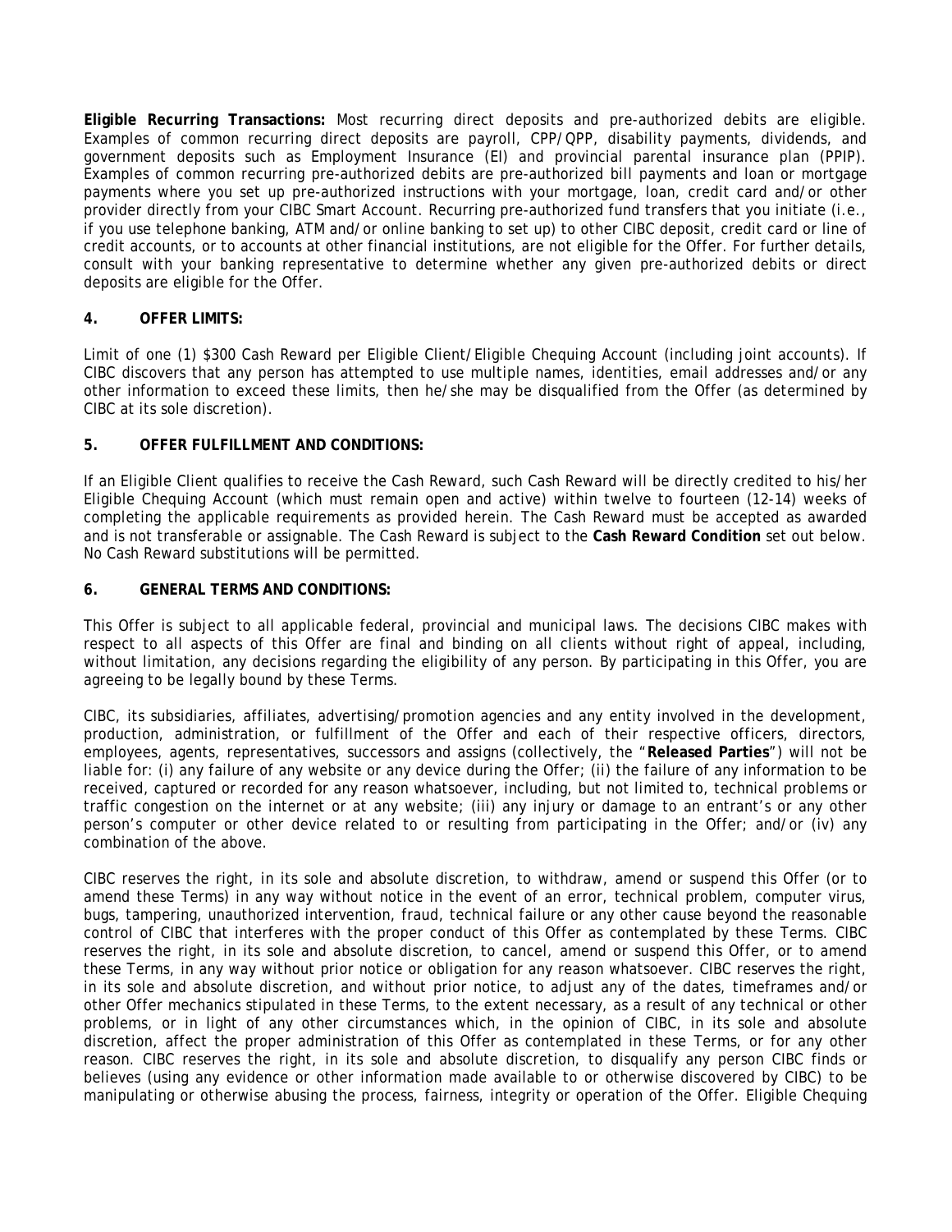**Eligible Recurring Transactions:** Most recurring direct deposits and pre-authorized debits are eligible. Examples of common recurring direct deposits are payroll, CPP/QPP, disability payments, dividends, and government deposits such as Employment Insurance (EI) and provincial parental insurance plan (PPIP). Examples of common recurring pre-authorized debits are pre-authorized bill payments and loan or mortgage payments where you set up pre-authorized instructions with your mortgage, loan, credit card and/or other provider directly from your CIBC Smart Account. Recurring pre-authorized fund transfers that you initiate (i.e., if you use telephone banking, ATM and/or online banking to set up) to other CIBC deposit, credit card or line of credit accounts, or to accounts at other financial institutions, are not eligible for the Offer. For further details, consult with your banking representative to determine whether any given pre-authorized debits or direct deposits are eligible for the Offer.

## 4. OFFER LIMITS:

Limit of one (1) $300 Cash Reward per Eligible Client/Eligible Chequing Account (including joint accounts). If CIBC discovers that any person has attempted to use multiple names, identities, email addresses and/or any other information to exceed these limits, then he/she may be disqualified from the Offer (as determined by CIBC at its sole discretion).

## 5. OFFER FULFILLMENT AND CONDITIONS:

If an Eligible Client qualifies to receive the Cash Reward, such Cash Reward will be directly credited to his/her Eligible Chequing Account (which must remain open and active) within twelve to fourteen (12-14) weeks of completing the applicable requirements as provided herein. The Cash Reward must be accepted as awarded and is not transferable or assignable. The Cash Reward is subject to the **Cash Reward Condition** set out below. No Cash Reward substitutions will be permitted.

## 6. GENERAL TERMS AND CONDITIONS:

This Offer is subject to all applicable federal, provincial and municipal laws. The decisions CIBC makes with respect to all aspects of this Offer are final and binding on all clients without right of appeal, including, without limitation, any decisions regarding the eligibility of any person. By participating in this Offer, you are agreeing to be legally bound by these Terms.

CIBC, its subsidiaries, affiliates, advertising/promotion agencies and any entity involved in the development, production, administration, or fulfillment of the Offer and each of their respective officers, directors, employees, agents, representatives, successors and assigns (collectively, the "**Released Parties**") will not be liable for: (i) any failure of any website or any device during the Offer; (ii) the failure of any information to be received, captured or recorded for any reason whatsoever, including, but not limited to, technical problems or traffic congestion on the internet or at any website; (iii) any injury or damage to an entrant's or any other person's computer or other device related to or resulting from participating in the Offer; and/or (iv) any combination of the above.

CIBC reserves the right, in its sole and absolute discretion, to withdraw, amend or suspend this Offer (or to amend these Terms) in any way without notice in the event of an error, technical problem, computer virus, bugs, tampering, unauthorized intervention, fraud, technical failure or any other cause beyond the reasonable control of CIBC that interferes with the proper conduct of this Offer as contemplated by these Terms. CIBC reserves the right, in its sole and absolute discretion, to cancel, amend or suspend this Offer, or to amend these Terms, in any way without prior notice or obligation for any reason whatsoever. CIBC reserves the right, in its sole and absolute discretion, and without prior notice, to adjust any of the dates, timeframes and/or other Offer mechanics stipulated in these Terms, to the extent necessary, as a result of any technical or other problems, or in light of any other circumstances which, in the opinion of CIBC, in its sole and absolute discretion, affect the proper administration of this Offer as contemplated in these Terms, or for any other reason. CIBC reserves the right, in its sole and absolute discretion, to disqualify any person CIBC finds or believes (using any evidence or other information made available to or otherwise discovered by CIBC) to be manipulating or otherwise abusing the process, fairness, integrity or operation of the Offer. Eligible Chequing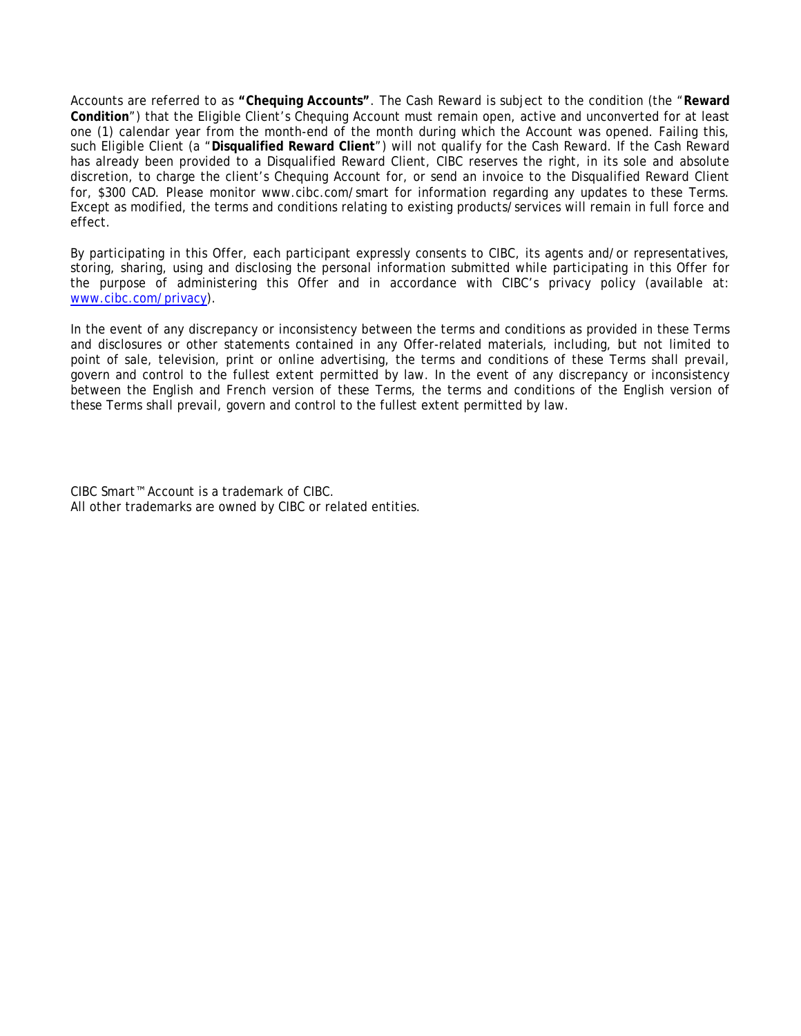Accounts are referred to as **"Chequing Accounts"**. The Cash Reward is subject to the condition (the "**Reward Condition**") that the Eligible Client's Chequing Account must remain open, active and unconverted for at least one (1) calendar year from the month-end of the month during which the Account was opened. Failing this, such Eligible Client (a "**Disqualified Reward Client**") will not qualify for the Cash Reward. If the Cash Reward has already been provided to a Disqualified Reward Client, CIBC reserves the right, in its sole and absolute discretion, to charge the client's Chequing Account for, or send an invoice to the Disqualified Reward Client for, $300 CAD. Please monitor www.cibc.com/smart for information regarding any updates to these Terms. Except as modified, the terms and conditions relating to existing products/services will remain in full force and effect.

By participating in this Offer, each participant expressly consents to CIBC, its agents and/or representatives, storing, sharing, using and disclosing the personal information submitted while participating in this Offer for the purpose of administering this Offer and in accordance with CIBC's privacy policy (available at: [www.cibc.com/privacy](www.cibc.com/privacy)).

In the event of any discrepancy or inconsistency between the terms and conditions as provided in these Terms and disclosures or other statements contained in any Offer-related materials, including, but not limited to point of sale, television, print or online advertising, the terms and conditions of these Terms shall prevail, govern and control to the fullest extent permitted by law. In the event of any discrepancy or inconsistency between the English and French version of these Terms, the terms and conditions of the English version of these Terms shall prevail, govern and control to the fullest extent permitted by law.

CIBC Smart™ Account is a trademark of CIBC.
All other trademarks are owned by CIBC or related entities.